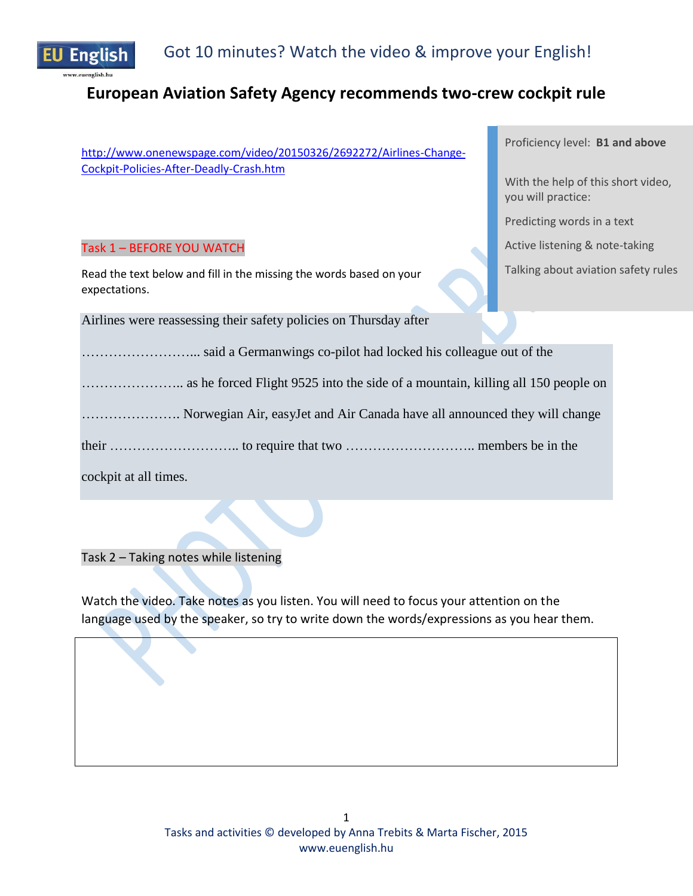EU English

Got 10 minutes? Watch the video & improve your English!

# European Aviation Safety Agency recommends two-crew cockpit rule

http://www.onenewspage.com/video/20150326/2692272/Airlines-Change-Cockpit-Policies-After-Deadly-Crash.htm

Proficiency level: **B1 and above**

With the help of this short video, you will practice:

Predicting words in a text

Active listening & note-taking

Talking about aviation safety rules

## Task 1 – BEFORE YOU WATCH

Read the text below and fill in the missing the words based on your expectations.

Airlines were reassessing their safety policies on Thursday after …………………….. said a Germanwings co-pilot had locked his colleague out of the ………………….. as he forced Flight 9525 into the side of a mountain, killing all 150 people on …………………. Norwegian Air, easyJet and Air Canada have all announced they will change their ……………………….. to require that two ……………………….. members be in the cockpit at all times.

## Task 2 – Taking notes while listening

Watch the video. Take notes as you listen. You will need to focus your attention on the language used by the speaker, so try to write down the words/expressions as you hear them.

Tasks and activities © developed by Anna Trebits & Marta Fischer, 2015
www.euenglish.hu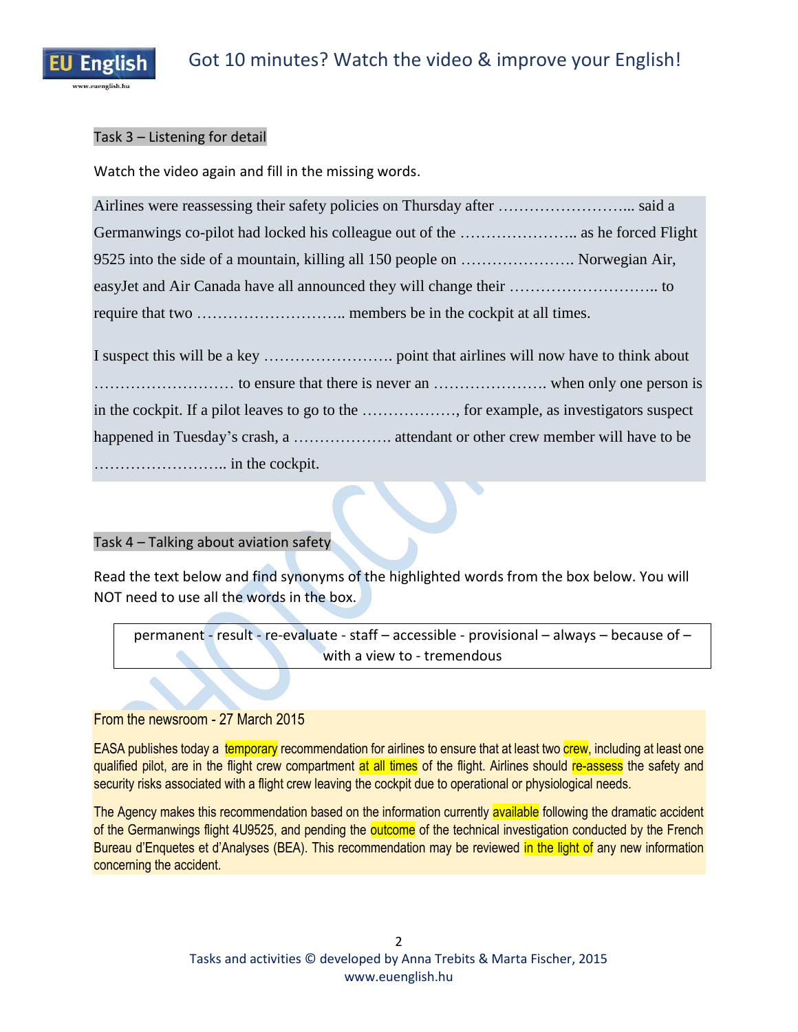## Task 3 – Listening for detail

Watch the video again and fill in the missing words.

Airlines were reassessing their safety policies on Thursday after …………………….... said a Germanwings co-pilot had locked his colleague out of the ………………….. as he forced Flight 9525 into the side of a mountain, killing all 150 people on …………………. Norwegian Air, easyJet and Air Canada have all announced they will change their ……………………….. to require that two ……………………….. members be in the cockpit at all times.

I suspect this will be a key ……………………. point that airlines will now have to think about ……………………… to ensure that there is never an …………………. when only one person is in the cockpit. If a pilot leaves to go to the ………………, for example, as investigators suspect happened in Tuesday's crash, a ………………. attendant or other crew member will have to be …………………….. in the cockpit.

## Task 4 – Talking about aviation safety

Read the text below and find synonyms of the highlighted words from the box below. You will NOT need to use all the words in the box.

> permanent - result - re-evaluate - staff – accessible - provisional – always – because of – with a view to - tremendous

**From the newsroom - 27 March 2015**

EASA publishes today a **temporary** recommendation for airlines to ensure that at least two **crew**, including at least one qualified pilot, are in the flight crew compartment **at all times** of the flight. Airlines should **re-assess** the safety and security risks associated with a flight crew leaving the cockpit due to operational or physiological needs.

The Agency makes this recommendation based on the information currently **available** following the dramatic accident of the Germanwings flight 4U9525, and pending the **outcome** of the technical investigation conducted by the French Bureau d'Enquetes et d'Analyses (BEA). This recommendation may be reviewed **in the light of** any new information concerning the accident.

Tasks and activities © developed by Anna Trebits & Marta Fischer, 2015
www.euenglish.hu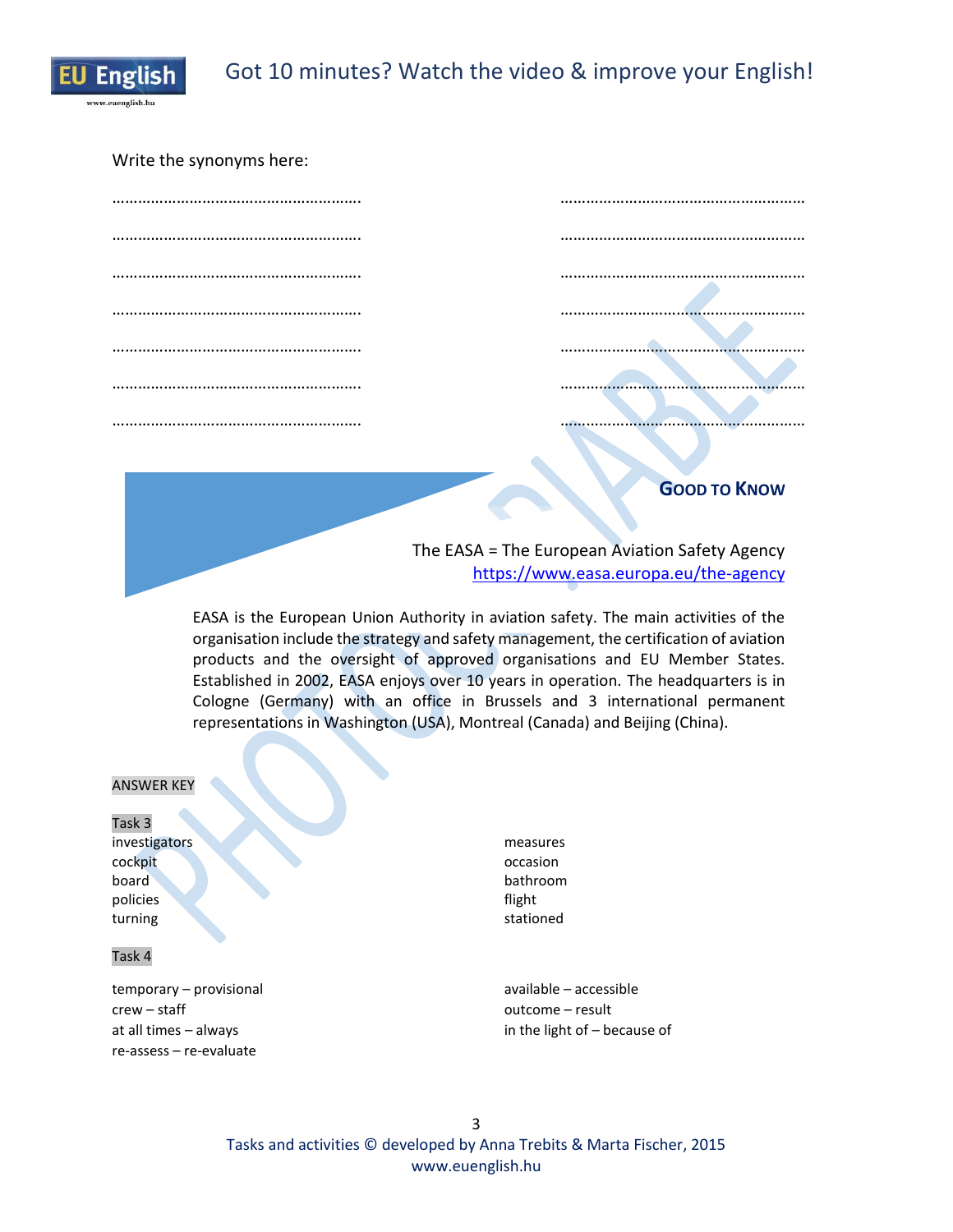Write the synonyms here:

……………………………………………………. ……………………………………………………

……………………………………………………. ……………………………………………………

……………………………………………………. ……………………………………………………

……………………………………………………. ……………………………………………………

……………………………………………………. ……………………………………………………

……………………………………………………. ……………………………………………………

……………………………………………………. ……………………………………………………

## GOOD TO KNOW

The EASA = The European Aviation Safety Agency
https://www.easa.europa.eu/the-agency

EASA is the European Union Authority in aviation safety. The main activities of the organisation include the strategy and safety management, the certification of aviation products and the oversight of approved organisations and EU Member States. Established in 2002, EASA enjoys over 10 years in operation. The headquarters is in Cologne (Germany) with an office in Brussels and 3 international permanent representations in Washington (USA), Montreal (Canada) and Beijing (China).

ANSWER KEY

Task 3

investigators
cockpit
board
policies
turning
measures
occasion
bathroom
flight
stationed

Task 4

temporary – provisional
crew – staff
at all times – always
re-assess – re-evaluate
available – accessible
outcome – result
in the light of – because of

Tasks and activities © developed by Anna Trebits & Marta Fischer, 2015
www.euenglish.hu